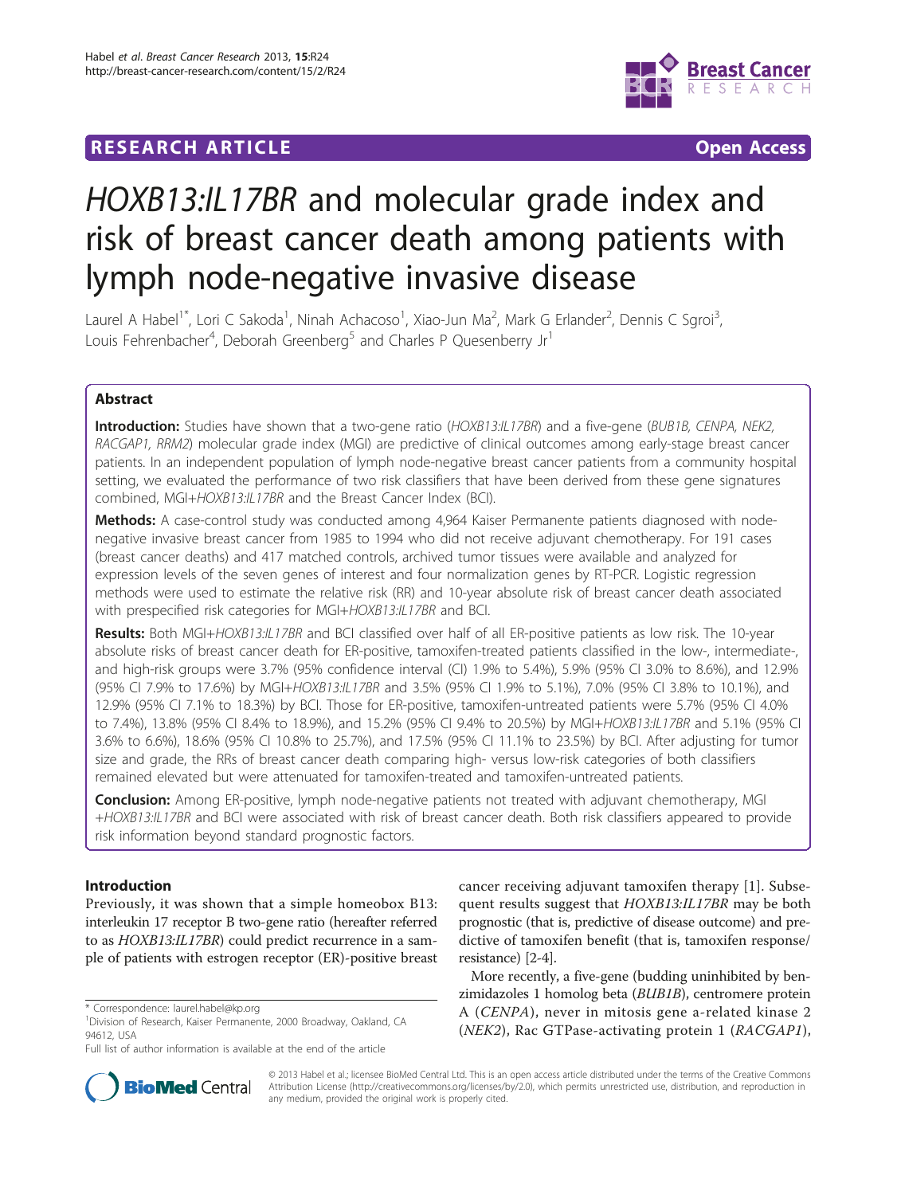RESEARCH ARTICLE | Open Access

# *HOXB13:IL17BR* and molecular grade index and risk of breast cancer death among patients with lymph node-negative invasive disease

Laurel A Habel[1*], Lori C Sakoda[1], Ninah Achacoso[1], Xiao-Jun Ma[2], Mark G Erlander[2], Dennis C Sgroi[3], Louis Fehrenbacher[4], Deborah Greenberg[5] and Charles P Quesenberry Jr[1]

## Abstract

**Introduction:** Studies have shown that a two-gene ratio (*HOXB13:IL17BR*) and a five-gene (*BUB1B, CENPA, NEK2, RACGAP1, RRM2*) molecular grade index (MGI) are predictive of clinical outcomes among early-stage breast cancer patients. In an independent population of lymph node-negative breast cancer patients from a community hospital setting, we evaluated the performance of two risk classifiers that have been derived from these gene signatures combined, MGI+*HOXB13:IL17BR* and the Breast Cancer Index (BCI).

**Methods:** A case-control study was conducted among 4,964 Kaiser Permanente patients diagnosed with node-negative invasive breast cancer from 1985 to 1994 who did not receive adjuvant chemotherapy. For 191 cases (breast cancer deaths) and 417 matched controls, archived tumor tissues were available and analyzed for expression levels of the seven genes of interest and four normalization genes by RT-PCR. Logistic regression methods were used to estimate the relative risk (RR) and 10-year absolute risk of breast cancer death associated with prespecified risk categories for MGI+*HOXB13:IL17BR* and BCI.

**Results:** Both MGI+*HOXB13:IL17BR* and BCI classified over half of all ER-positive patients as low risk. The 10-year absolute risks of breast cancer death for ER-positive, tamoxifen-treated patients classified in the low-, intermediate-, and high-risk groups were 3.7% (95% confidence interval (CI) 1.9% to 5.4%), 5.9% (95% CI 3.0% to 8.6%), and 12.9% (95% CI 7.9% to 17.6%) by MGI+*HOXB13:IL17BR* and 3.5% (95% CI 1.9% to 5.1%), 7.0% (95% CI 3.8% to 10.1%), and 12.9% (95% CI 7.1% to 18.3%) by BCI. Those for ER-positive, tamoxifen-untreated patients were 5.7% (95% CI 4.0% to 7.4%), 13.8% (95% CI 8.4% to 18.9%), and 15.2% (95% CI 9.4% to 20.5%) by MGI+*HOXB13:IL17BR* and 5.1% (95% CI 3.6% to 6.6%), 18.6% (95% CI 10.8% to 25.7%), and 17.5% (95% CI 11.1% to 23.5%) by BCI. After adjusting for tumor size and grade, the RRs of breast cancer death comparing high- versus low-risk categories of both classifiers remained elevated but were attenuated for tamoxifen-treated and tamoxifen-untreated patients.

**Conclusion:** Among ER-positive, lymph node-negative patients not treated with adjuvant chemotherapy, MGI +*HOXB13:IL17BR* and BCI were associated with risk of breast cancer death. Both risk classifiers appeared to provide risk information beyond standard prognostic factors.

## Introduction

Previously, it was shown that a simple homeobox B13: interleukin 17 receptor B two-gene ratio (hereafter referred to as *HOXB13:IL17BR*) could predict recurrence in a sample of patients with estrogen receptor (ER)-positive breast cancer receiving adjuvant tamoxifen therapy [1]. Subsequent results suggest that *HOXB13:IL17BR* may be both prognostic (that is, predictive of disease outcome) and predictive of tamoxifen benefit (that is, tamoxifen response/resistance) [2-4].

More recently, a five-gene (budding uninhibited by benzimidazoles 1 homolog beta (*BUB1B*), centromere protein A (*CENPA*), never in mitosis gene a-related kinase 2 (*NEK2*), Rac GTPase-activating protein 1 (*RACGAP1*),

\* Correspondence: laurel.habel@kp.org
[1]Division of Research, Kaiser Permanente, 2000 Broadway, Oakland, CA 94612, USA
Full list of author information is available at the end of the article

© 2013 Habel et al.; licensee BioMed Central Ltd. This is an open access article distributed under the terms of the Creative Commons Attribution License (http://creativecommons.org/licenses/by/2.0), which permits unrestricted use, distribution, and reproduction in any medium, provided the original work is properly cited.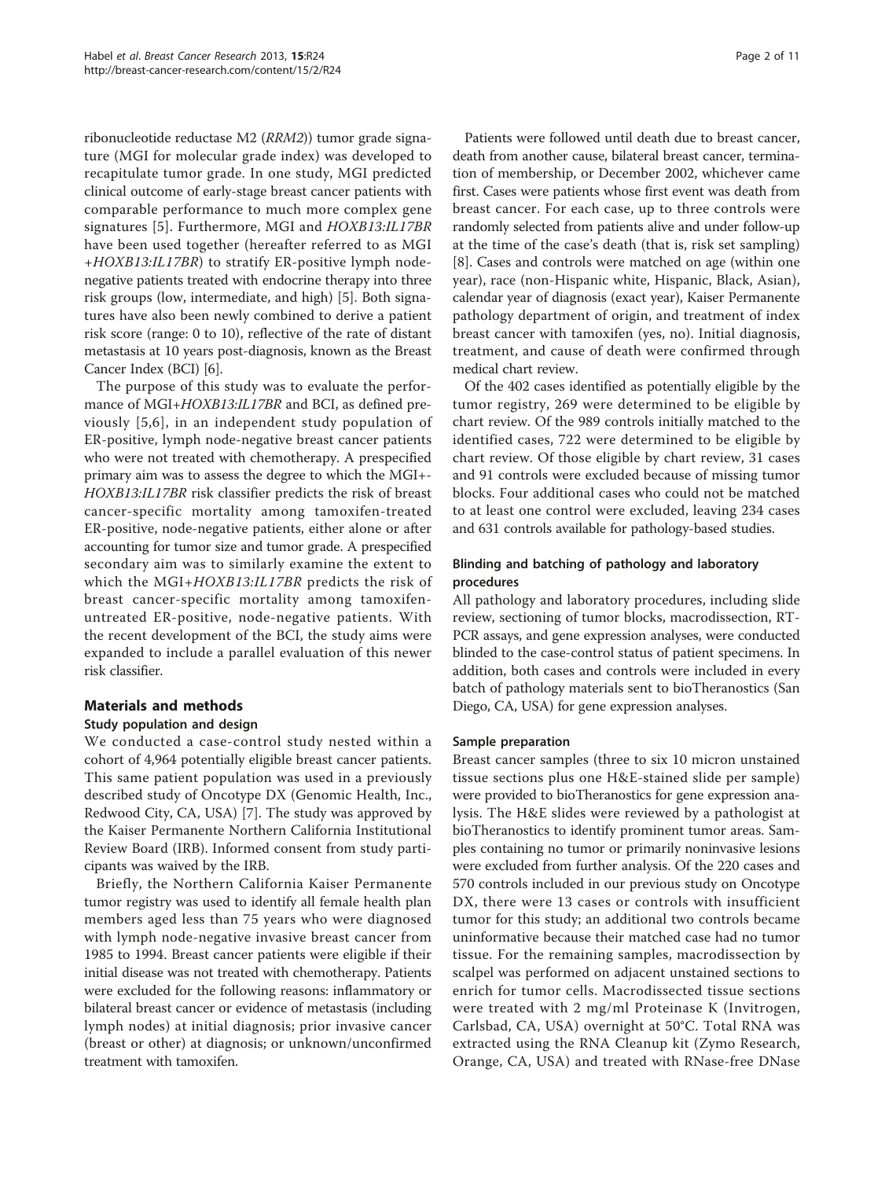ribonucleotide reductase M2 (*RRM2*)) tumor grade signature (MGI for molecular grade index) was developed to recapitulate tumor grade. In one study, MGI predicted clinical outcome of early-stage breast cancer patients with comparable performance to much more complex gene signatures [5]. Furthermore, MGI and *HOXB13:IL17BR* have been used together (hereafter referred to as MGI +*HOXB13:IL17BR*) to stratify ER-positive lymph node-negative patients treated with endocrine therapy into three risk groups (low, intermediate, and high) [5]. Both signatures have also been newly combined to derive a patient risk score (range: 0 to 10), reflective of the rate of distant metastasis at 10 years post-diagnosis, known as the Breast Cancer Index (BCI) [6].

The purpose of this study was to evaluate the performance of MGI+*HOXB13:IL17BR* and BCI, as defined previously [5,6], in an independent study population of ER-positive, lymph node-negative breast cancer patients who were not treated with chemotherapy. A prespecified primary aim was to assess the degree to which the MGI+-*HOXB13:IL17BR* risk classifier predicts the risk of breast cancer-specific mortality among tamoxifen-treated ER-positive, node-negative patients, either alone or after accounting for tumor size and tumor grade. A prespecified secondary aim was to similarly examine the extent to which the MGI+*HOXB13:IL17BR* predicts the risk of breast cancer-specific mortality among tamoxifen-untreated ER-positive, node-negative patients. With the recent development of the BCI, the study aims were expanded to include a parallel evaluation of this newer risk classifier.

## Materials and methods

### Study population and design

We conducted a case-control study nested within a cohort of 4,964 potentially eligible breast cancer patients. This same patient population was used in a previously described study of Oncotype DX (Genomic Health, Inc., Redwood City, CA, USA) [7]. The study was approved by the Kaiser Permanente Northern California Institutional Review Board (IRB). Informed consent from study participants was waived by the IRB.

Briefly, the Northern California Kaiser Permanente tumor registry was used to identify all female health plan members aged less than 75 years who were diagnosed with lymph node-negative invasive breast cancer from 1985 to 1994. Breast cancer patients were eligible if their initial disease was not treated with chemotherapy. Patients were excluded for the following reasons: inflammatory or bilateral breast cancer or evidence of metastasis (including lymph nodes) at initial diagnosis; prior invasive cancer (breast or other) at diagnosis; or unknown/unconfirmed treatment with tamoxifen.

Patients were followed until death due to breast cancer, death from another cause, bilateral breast cancer, termination of membership, or December 2002, whichever came first. Cases were patients whose first event was death from breast cancer. For each case, up to three controls were randomly selected from patients alive and under follow-up at the time of the case's death (that is, risk set sampling) [8]. Cases and controls were matched on age (within one year), race (non-Hispanic white, Hispanic, Black, Asian), calendar year of diagnosis (exact year), Kaiser Permanente pathology department of origin, and treatment of index breast cancer with tamoxifen (yes, no). Initial diagnosis, treatment, and cause of death were confirmed through medical chart review.

Of the 402 cases identified as potentially eligible by the tumor registry, 269 were determined to be eligible by chart review. Of the 989 controls initially matched to the identified cases, 722 were determined to be eligible by chart review. Of those eligible by chart review, 31 cases and 91 controls were excluded because of missing tumor blocks. Four additional cases who could not be matched to at least one control were excluded, leaving 234 cases and 631 controls available for pathology-based studies.

### Blinding and batching of pathology and laboratory procedures

All pathology and laboratory procedures, including slide review, sectioning of tumor blocks, macrodissection, RT-PCR assays, and gene expression analyses, were conducted blinded to the case-control status of patient specimens. In addition, both cases and controls were included in every batch of pathology materials sent to bioTheranostics (San Diego, CA, USA) for gene expression analyses.

### Sample preparation

Breast cancer samples (three to six 10 micron unstained tissue sections plus one H&E-stained slide per sample) were provided to bioTheranostics for gene expression analysis. The H&E slides were reviewed by a pathologist at bioTheranostics to identify prominent tumor areas. Samples containing no tumor or primarily noninvasive lesions were excluded from further analysis. Of the 220 cases and 570 controls included in our previous study on Oncotype DX, there were 13 cases or controls with insufficient tumor for this study; an additional two controls became uninformative because their matched case had no tumor tissue. For the remaining samples, macrodissection by scalpel was performed on adjacent unstained sections to enrich for tumor cells. Macrodissected tissue sections were treated with 2 mg/ml Proteinase K (Invitrogen, Carlsbad, CA, USA) overnight at 50°C. Total RNA was extracted using the RNA Cleanup kit (Zymo Research, Orange, CA, USA) and treated with RNase-free DNase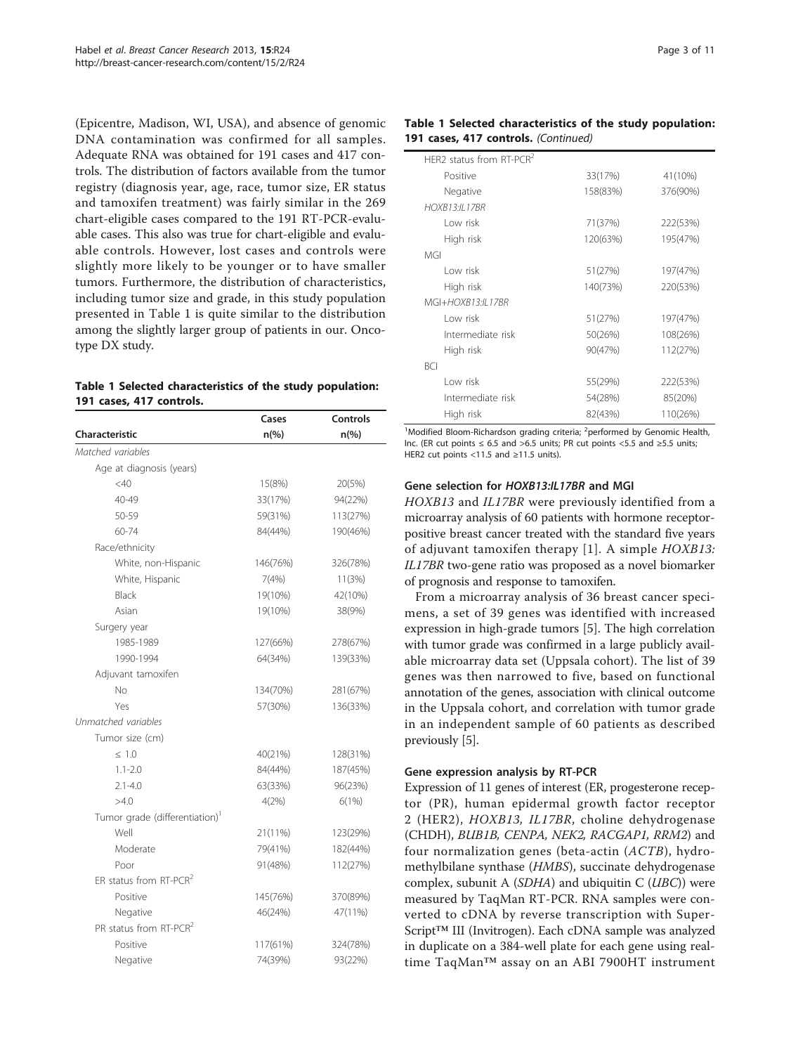(Epicentre, Madison, WI, USA), and absence of genomic DNA contamination was confirmed for all samples. Adequate RNA was obtained for 191 cases and 417 controls. The distribution of factors available from the tumor registry (diagnosis year, age, race, tumor size, ER status and tamoxifen treatment) was fairly similar in the 269 chart-eligible cases compared to the 191 RT-PCR-evaluable cases. This also was true for chart-eligible and evaluable controls. However, lost cases and controls were slightly more likely to be younger or to have smaller tumors. Furthermore, the distribution of characteristics, including tumor size and grade, in this study population presented in Table 1 is quite similar to the distribution among the slightly larger group of patients in our. Oncotype DX study.

**Table 1 Selected characteristics of the study population: 191 cases, 417 controls.**

| Characteristic | Cases n(%) | Controls n(%) |
|---|---|---|
| *Matched variables* | | |
| Age at diagnosis (years) | | |
| <40 | 15(8%) | 20(5%) |
| 40-49 | 33(17%) | 94(22%) |
| 50-59 | 59(31%) | 113(27%) |
| 60-74 | 84(44%) | 190(46%) |
| Race/ethnicity | | |
| White, non-Hispanic | 146(76%) | 326(78%) |
| White, Hispanic | 7(4%) | 11(3%) |
| Black | 19(10%) | 42(10%) |
| Asian | 19(10%) | 38(9%) |
| Surgery year | | |
| 1985-1989 | 127(66%) | 278(67%) |
| 1990-1994 | 64(34%) | 139(33%) |
| Adjuvant tamoxifen | | |
| No | 134(70%) | 281(67%) |
| Yes | 57(30%) | 136(33%) |
| *Unmatched variables* | | |
| Tumor size (cm) | | |
| ≤ 1.0 | 40(21%) | 128(31%) |
| 1.1-2.0 | 84(44%) | 187(45%) |
| 2.1-4.0 | 63(33%) | 96(23%) |
| >4.0 | 4(2%) | 6(1%) |
| Tumor grade (differentiation)[1] | | |
| Well | 21(11%) | 123(29%) |
| Moderate | 79(41%) | 182(44%) |
| Poor | 91(48%) | 112(27%) |
| ER status from RT-PCR[2] | | |
| Positive | 145(76%) | 370(89%) |
| Negative | 46(24%) | 47(11%) |
| PR status from RT-PCR[2] | | |
| Positive | 117(61%) | 324(78%) |
| Negative | 74(39%) | 93(22%) |
| HER2 status from RT-PCR[2] | | |
| Positive | 33(17%) | 41(10%) |
| Negative | 158(83%) | 376(90%) |
| *HOXB13:IL17BR* | | |
| Low risk | 71(37%) | 222(53%) |
| High risk | 120(63%) | 195(47%) |
| MGI | | |
| Low risk | 51(27%) | 197(47%) |
| High risk | 140(73%) | 220(53%) |
| MGI+*HOXB13:IL17BR* | | |
| Low risk | 51(27%) | 197(47%) |
| Intermediate risk | 50(26%) | 108(26%) |
| High risk | 90(47%) | 112(27%) |
| BCI | | |
| Low risk | 55(29%) | 222(53%) |
| Intermediate risk | 54(28%) | 85(20%) |
| High risk | 82(43%) | 110(26%) |

[1]Modified Bloom-Richardson grading criteria; [2]performed by Genomic Health, Inc. (ER cut points ≤ 6.5 and >6.5 units; PR cut points <5.5 and ≥5.5 units; HER2 cut points <11.5 and ≥11.5 units).

### Gene selection for *HOXB13:IL17BR* and MGI

*HOXB13* and *IL17BR* were previously identified from a microarray analysis of 60 patients with hormone receptor-positive breast cancer treated with the standard five years of adjuvant tamoxifen therapy [1]. A simple *HOXB13:IL17BR* two-gene ratio was proposed as a novel biomarker of prognosis and response to tamoxifen.

From a microarray analysis of 36 breast cancer specimens, a set of 39 genes was identified with increased expression in high-grade tumors [5]. The high correlation with tumor grade was confirmed in a large publicly available microarray data set (Uppsala cohort). The list of 39 genes was then narrowed to five, based on functional annotation of the genes, association with clinical outcome in the Uppsala cohort, and correlation with tumor grade in an independent sample of 60 patients as described previously [5].

### Gene expression analysis by RT-PCR

Expression of 11 genes of interest (ER, progesterone receptor (PR), human epidermal growth factor receptor 2 (HER2), *HOXB13*, *IL17BR*, choline dehydrogenase (CHDH), *BUB1B*, *CENPA*, *NEK2*, *RACGAP1*, *RRM2*) and four normalization genes (beta-actin (*ACTB*), hydroxymethylbilane synthase (*HMBS*), succinate dehydrogenase complex, subunit A (*SDHA*) and ubiquitin C (*UBC*)) were measured by TaqMan RT-PCR. RNA samples were converted to cDNA by reverse transcription with SuperScript™ III (Invitrogen). Each cDNA sample was analyzed in duplicate on a 384-well plate for each gene using real-time TaqMan™ assay on an ABI 7900HT instrument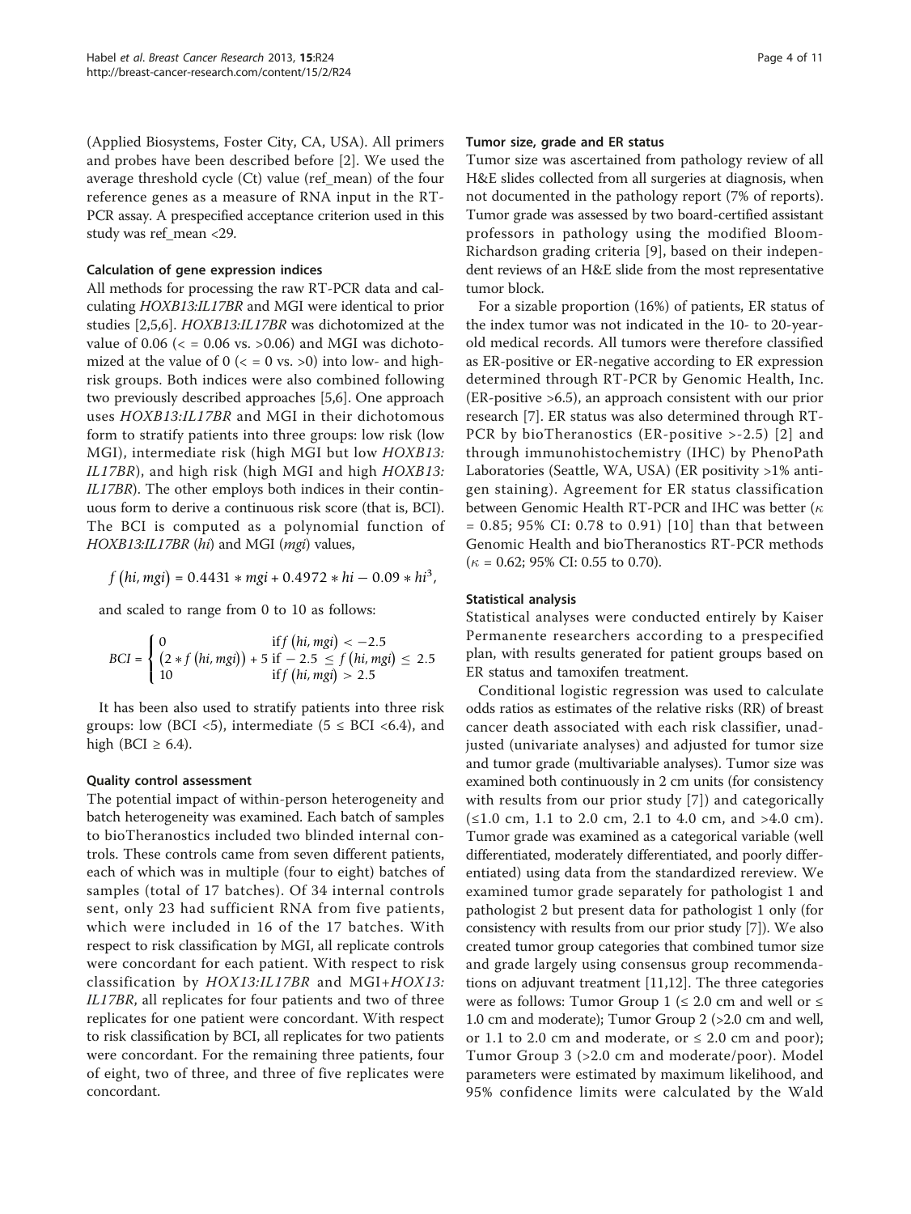(Applied Biosystems, Foster City, CA, USA). All primers and probes have been described before [2]. We used the average threshold cycle (Ct) value (ref_mean) of the four reference genes as a measure of RNA input in the RT-PCR assay. A prespecified acceptance criterion used in this study was ref_mean <29.

### Calculation of gene expression indices

All methods for processing the raw RT-PCR data and calculating *HOXB13:IL17BR* and MGI were identical to prior studies [2,5,6]. *HOXB13:IL17BR* was dichotomized at the value of 0.06 (< = 0.06 vs. >0.06) and MGI was dichotomized at the value of 0 (< = 0 vs. >0) into low- and high-risk groups. Both indices were also combined following two previously described approaches [5,6]. One approach uses *HOXB13:IL17BR* and MGI in their dichotomous form to stratify patients into three groups: low risk (low MGI), intermediate risk (high MGI but low *HOXB13:IL17BR*), and high risk (high MGI and high *HOXB13:IL17BR*). The other employs both indices in their continuous form to derive a continuous risk score (that is, BCI). The BCI is computed as a polynomial function of *HOXB13:IL17BR* (*hi*) and MGI (*mgi*) values,

$$f\left(hi, mgi\right) = 0.4431 * mgi + 0.4972 * hi - 0.09 * hi^{3},$$

and scaled to range from 0 to 10 as follows:

$$BCI = \begin{cases} 0 & \text{if } f\left(hi, mgi\right) < -2.5 \\ \left(2 * f\left(hi, mgi\right)\right) + 5 & \text{if } -2.5 \leq f\left(hi, mgi\right) \leq 2.5 \\ 10 & \text{if } f\left(hi, mgi\right) > 2.5 \end{cases}$$

It has been also used to stratify patients into three risk groups: low (BCI <5), intermediate (5 ≤ BCI <6.4), and high (BCI ≥ 6.4).

### Quality control assessment

The potential impact of within-person heterogeneity and batch heterogeneity was examined. Each batch of samples to bioTheranostics included two blinded internal controls. These controls came from seven different patients, each of which was in multiple (four to eight) batches of samples (total of 17 batches). Of 34 internal controls sent, only 23 had sufficient RNA from five patients, which were included in 16 of the 17 batches. With respect to risk classification by MGI, all replicate controls were concordant for each patient. With respect to risk classification by *HOX13:IL17BR* and MGI+*HOX13:IL17BR*, all replicates for four patients and two of three replicates for one patient were concordant. With respect to risk classification by BCI, all replicates for two patients were concordant. For the remaining three patients, four of eight, two of three, and three of five replicates were concordant.

### Tumor size, grade and ER status

Tumor size was ascertained from pathology review of all H&E slides collected from all surgeries at diagnosis, when not documented in the pathology report (7% of reports). Tumor grade was assessed by two board-certified assistant professors in pathology using the modified Bloom-Richardson grading criteria [9], based on their independent reviews of an H&E slide from the most representative tumor block.

For a sizable proportion (16%) of patients, ER status of the index tumor was not indicated in the 10- to 20-year-old medical records. All tumors were therefore classified as ER-positive or ER-negative according to ER expression determined through RT-PCR by Genomic Health, Inc. (ER-positive >6.5), an approach consistent with our prior research [7]. ER status was also determined through RT-PCR by bioTheranostics (ER-positive >-2.5) [2] and through immunohistochemistry (IHC) by PhenoPath Laboratories (Seattle, WA, USA) (ER positivity >1% antigen staining). Agreement for ER status classification between Genomic Health RT-PCR and IHC was better ($\kappa$ = 0.85; 95% CI: 0.78 to 0.91) [10] than that between Genomic Health and bioTheranostics RT-PCR methods ($\kappa$ = 0.62; 95% CI: 0.55 to 0.70).

### Statistical analysis

Statistical analyses were conducted entirely by Kaiser Permanente researchers according to a prespecified plan, with results generated for patient groups based on ER status and tamoxifen treatment.

Conditional logistic regression was used to calculate odds ratios as estimates of the relative risks (RR) of breast cancer death associated with each risk classifier, unadjusted (univariate analyses) and adjusted for tumor size and tumor grade (multivariable analyses). Tumor size was examined both continuously in 2 cm units (for consistency with results from our prior study [7]) and categorically (≤1.0 cm, 1.1 to 2.0 cm, 2.1 to 4.0 cm, and >4.0 cm). Tumor grade was examined as a categorical variable (well differentiated, moderately differentiated, and poorly differentiated) using data from the standardized rereview. We examined tumor grade separately for pathologist 1 and pathologist 2 but present data for pathologist 1 only (for consistency with results from our prior study [7]). We also created tumor group categories that combined tumor size and grade largely using consensus group recommendations on adjuvant treatment [11,12]. The three categories were as follows: Tumor Group 1 (≤ 2.0 cm and well or ≤ 1.0 cm and moderate); Tumor Group 2 (>2.0 cm and well, or 1.1 to 2.0 cm and moderate, or ≤ 2.0 cm and poor); Tumor Group 3 (>2.0 cm and moderate/poor). Model parameters were estimated by maximum likelihood, and 95% confidence limits were calculated by the Wald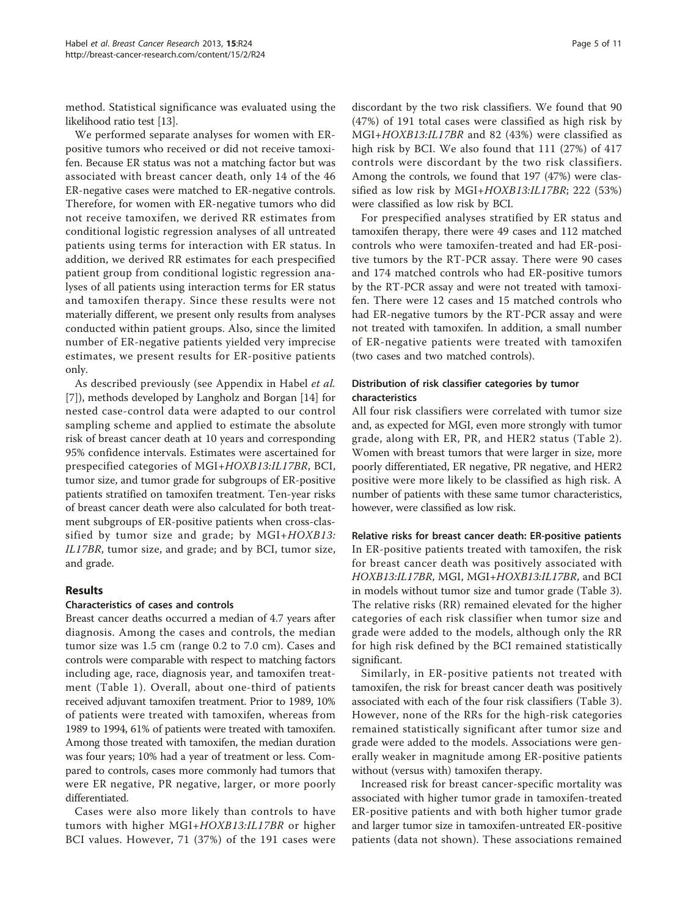method. Statistical significance was evaluated using the likelihood ratio test [13].

We performed separate analyses for women with ER-positive tumors who received or did not receive tamoxifen. Because ER status was not a matching factor but was associated with breast cancer death, only 14 of the 46 ER-negative cases were matched to ER-negative controls. Therefore, for women with ER-negative tumors who did not receive tamoxifen, we derived RR estimates from conditional logistic regression analyses of all untreated patients using terms for interaction with ER status. In addition, we derived RR estimates for each prespecified patient group from conditional logistic regression analyses of all patients using interaction terms for ER status and tamoxifen therapy. Since these results were not materially different, we present only results from analyses conducted within patient groups. Also, since the limited number of ER-negative patients yielded very imprecise estimates, we present results for ER-positive patients only.

As described previously (see Appendix in Habel *et al.* [7]), methods developed by Langholz and Borgan [14] for nested case-control data were adapted to our control sampling scheme and applied to estimate the absolute risk of breast cancer death at 10 years and corresponding 95% confidence intervals. Estimates were ascertained for prespecified categories of MGI+*HOXB13:IL17BR*, BCI, tumor size, and tumor grade for subgroups of ER-positive patients stratified on tamoxifen treatment. Ten-year risks of breast cancer death were also calculated for both treatment subgroups of ER-positive patients when cross-classified by tumor size and grade; by MGI+*HOXB13:IL17BR*, tumor size, and grade; and by BCI, tumor size, and grade.

## Results

### Characteristics of cases and controls

Breast cancer deaths occurred a median of 4.7 years after diagnosis. Among the cases and controls, the median tumor size was 1.5 cm (range 0.2 to 7.0 cm). Cases and controls were comparable with respect to matching factors including age, race, diagnosis year, and tamoxifen treatment (Table 1). Overall, about one-third of patients received adjuvant tamoxifen treatment. Prior to 1989, 10% of patients were treated with tamoxifen, whereas from 1989 to 1994, 61% of patients were treated with tamoxifen. Among those treated with tamoxifen, the median duration was four years; 10% had a year of treatment or less. Compared to controls, cases more commonly had tumors that were ER negative, PR negative, larger, or more poorly differentiated.

Cases were also more likely than controls to have tumors with higher MGI+*HOXB13:IL17BR* or higher BCI values. However, 71 (37%) of the 191 cases were discordant by the two risk classifiers. We found that 90 (47%) of 191 total cases were classified as high risk by MGI+*HOXB13:IL17BR* and 82 (43%) were classified as high risk by BCI. We also found that 111 (27%) of 417 controls were discordant by the two risk classifiers. Among the controls, we found that 197 (47%) were classified as low risk by MGI+*HOXB13:IL17BR*; 222 (53%) were classified as low risk by BCI.

For prespecified analyses stratified by ER status and tamoxifen therapy, there were 49 cases and 112 matched controls who were tamoxifen-treated and had ER-positive tumors by the RT-PCR assay. There were 90 cases and 174 matched controls who had ER-positive tumors by the RT-PCR assay and were not treated with tamoxifen. There were 12 cases and 15 matched controls who had ER-negative tumors by the RT-PCR assay and were not treated with tamoxifen. In addition, a small number of ER-negative patients were treated with tamoxifen (two cases and two matched controls).

### Distribution of risk classifier categories by tumor characteristics

All four risk classifiers were correlated with tumor size and, as expected for MGI, even more strongly with tumor grade, along with ER, PR, and HER2 status (Table 2). Women with breast tumors that were larger in size, more poorly differentiated, ER negative, PR negative, and HER2 positive were more likely to be classified as high risk. A number of patients with these same tumor characteristics, however, were classified as low risk.

### Relative risks for breast cancer death: ER-positive patients

In ER-positive patients treated with tamoxifen, the risk for breast cancer death was positively associated with *HOXB13:IL17BR*, MGI, MGI+*HOXB13:IL17BR*, and BCI in models without tumor size and tumor grade (Table 3). The relative risks (RR) remained elevated for the higher categories of each risk classifier when tumor size and grade were added to the models, although only the RR for high risk defined by the BCI remained statistically significant.

Similarly, in ER-positive patients not treated with tamoxifen, the risk for breast cancer death was positively associated with each of the four risk classifiers (Table 3). However, none of the RRs for the high-risk categories remained statistically significant after tumor size and grade were added to the models. Associations were generally weaker in magnitude among ER-positive patients without (versus with) tamoxifen therapy.

Increased risk for breast cancer-specific mortality was associated with higher tumor grade in tamoxifen-treated ER-positive patients and with both higher tumor grade and larger tumor size in tamoxifen-untreated ER-positive patients (data not shown). These associations remained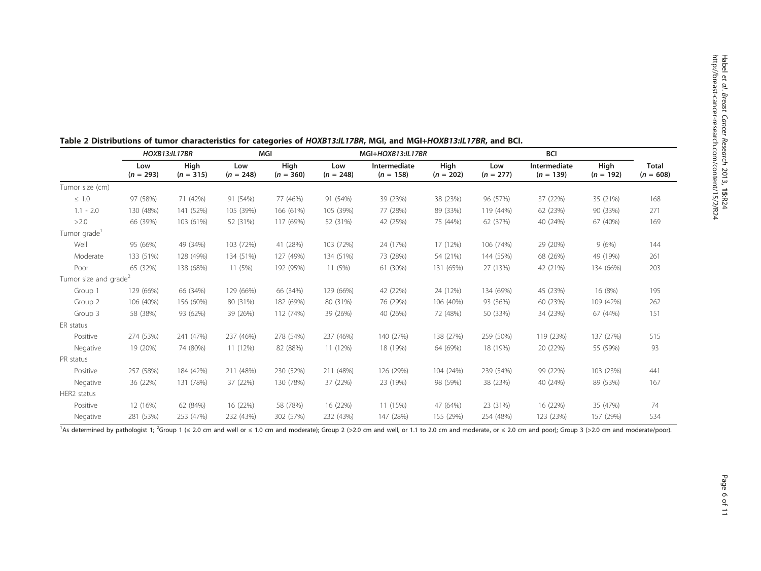**Table 2 Distributions of tumor characteristics for categories of *HOXB13:IL17BR*, MGI, and MGI+*HOXB13:IL17BR*, and BCI.**

| | *HOXB13:IL17BR* | | MGI | | MGI+*HOXB13:IL17BR* | | | BCI | | | |
|---|---|---|---|---|---|---|---|---|---|---|---|
| | Low (*n* = 293) | High (*n* = 315) | Low (*n* = 248) | High (*n* = 360) | Low (*n* = 248) | Intermediate (*n* = 158) | High (*n* = 202) | Low (*n* = 277) | Intermediate (*n* = 139) | High (*n* = 192) | Total (*n* = 608) |
| Tumor size (cm) | | | | | | | | | | | |
| ≤ 1.0 | 97 (58%) | 71 (42%) | 91 (54%) | 77 (46%) | 91 (54%) | 39 (23%) | 38 (23%) | 96 (57%) | 37 (22%) | 35 (21%) | 168 |
| 1.1 - 2.0 | 130 (48%) | 141 (52%) | 105 (39%) | 166 (61%) | 105 (39%) | 77 (28%) | 89 (33%) | 119 (44%) | 62 (23%) | 90 (33%) | 271 |
| >2.0 | 66 (39%) | 103 (61%) | 52 (31%) | 117 (69%) | 52 (31%) | 42 (25%) | 75 (44%) | 62 (37%) | 40 (24%) | 67 (40%) | 169 |
| Tumor grade[1] | | | | | | | | | | | |
| Well | 95 (66%) | 49 (34%) | 103 (72%) | 41 (28%) | 103 (72%) | 24 (17%) | 17 (12%) | 106 (74%) | 29 (20%) | 9 (6%) | 144 |
| Moderate | 133 (51%) | 128 (49%) | 134 (51%) | 127 (49%) | 134 (51%) | 73 (28%) | 54 (21%) | 144 (55%) | 68 (26%) | 49 (19%) | 261 |
| Poor | 65 (32%) | 138 (68%) | 11 (5%) | 192 (95%) | 11 (5%) | 61 (30%) | 131 (65%) | 27 (13%) | 42 (21%) | 134 (66%) | 203 |
| Tumor size and grade[2] | | | | | | | | | | | |
| Group 1 | 129 (66%) | 66 (34%) | 129 (66%) | 66 (34%) | 129 (66%) | 42 (22%) | 24 (12%) | 134 (69%) | 45 (23%) | 16 (8%) | 195 |
| Group 2 | 106 (40%) | 156 (60%) | 80 (31%) | 182 (69%) | 80 (31%) | 76 (29%) | 106 (40%) | 93 (36%) | 60 (23%) | 109 (42%) | 262 |
| Group 3 | 58 (38%) | 93 (62%) | 39 (26%) | 112 (74%) | 39 (26%) | 40 (26%) | 72 (48%) | 50 (33%) | 34 (23%) | 67 (44%) | 151 |
| ER status | | | | | | | | | | | |
| Positive | 274 (53%) | 241 (47%) | 237 (46%) | 278 (54%) | 237 (46%) | 140 (27%) | 138 (27%) | 259 (50%) | 119 (23%) | 137 (27%) | 515 |
| Negative | 19 (20%) | 74 (80%) | 11 (12%) | 82 (88%) | 11 (12%) | 18 (19%) | 64 (69%) | 18 (19%) | 20 (22%) | 55 (59%) | 93 |
| PR status | | | | | | | | | | | |
| Positive | 257 (58%) | 184 (42%) | 211 (48%) | 230 (52%) | 211 (48%) | 126 (29%) | 104 (24%) | 239 (54%) | 99 (22%) | 103 (23%) | 441 |
| Negative | 36 (22%) | 131 (78%) | 37 (22%) | 130 (78%) | 37 (22%) | 23 (19%) | 98 (59%) | 38 (23%) | 40 (24%) | 89 (53%) | 167 |
| HER2 status | | | | | | | | | | | |
| Positive | 12 (16%) | 62 (84%) | 16 (22%) | 58 (78%) | 16 (22%) | 11 (15%) | 47 (64%) | 23 (31%) | 16 (22%) | 35 (47%) | 74 |
| Negative | 281 (53%) | 253 (47%) | 232 (43%) | 302 (57%) | 232 (43%) | 147 (28%) | 155 (29%) | 254 (48%) | 123 (23%) | 157 (29%) | 534 |

[1]As determined by pathologist 1; [2]Group 1 (≤ 2.0 cm and well or ≤ 1.0 cm and moderate); Group 2 (>2.0 cm and well, or 1.1 to 2.0 cm and moderate, or ≤ 2.0 cm and poor); Group 3 (>2.0 cm and moderate/poor).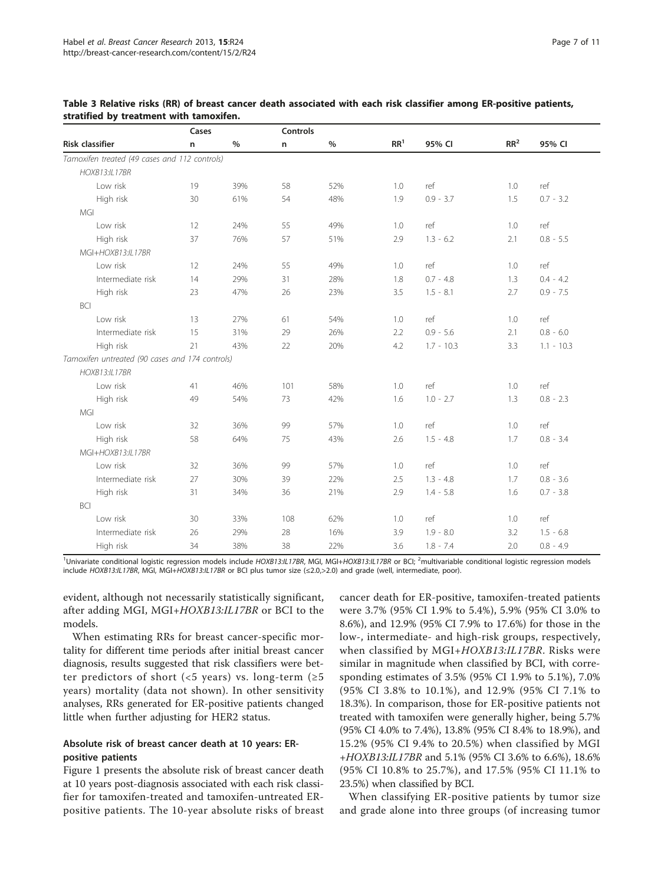**Table 3 Relative risks (RR) of breast cancer death associated with each risk classifier among ER-positive patients, stratified by treatment with tamoxifen.**

| Risk classifier | Cases n | Cases % | Controls n | Controls % | RR[1] | 95% CI | RR[2] | 95% CI |
|---|---|---|---|---|---|---|---|---|
| *Tamoxifen treated (49 cases and 112 controls)* | | | | | | | | |
| *HOXB13:IL17BR* | | | | | | | | |
| Low risk | 19 | 39% | 58 | 52% | 1.0 | ref | 1.0 | ref |
| High risk | 30 | 61% | 54 | 48% | 1.9 | 0.9 - 3.7 | 1.5 | 0.7 - 3.2 |
| MGI | | | | | | | | |
| Low risk | 12 | 24% | 55 | 49% | 1.0 | ref | 1.0 | ref |
| High risk | 37 | 76% | 57 | 51% | 2.9 | 1.3 - 6.2 | 2.1 | 0.8 - 5.5 |
| MGI+*HOXB13:IL17BR* | | | | | | | | |
| Low risk | 12 | 24% | 55 | 49% | 1.0 | ref | 1.0 | ref |
| Intermediate risk | 14 | 29% | 31 | 28% | 1.8 | 0.7 - 4.8 | 1.3 | 0.4 - 4.2 |
| High risk | 23 | 47% | 26 | 23% | 3.5 | 1.5 - 8.1 | 2.7 | 0.9 - 7.5 |
| BCI | | | | | | | | |
| Low risk | 13 | 27% | 61 | 54% | 1.0 | ref | 1.0 | ref |
| Intermediate risk | 15 | 31% | 29 | 26% | 2.2 | 0.9 - 5.6 | 2.1 | 0.8 - 6.0 |
| High risk | 21 | 43% | 22 | 20% | 4.2 | 1.7 - 10.3 | 3.3 | 1.1 - 10.3 |
| *Tamoxifen untreated (90 cases and 174 controls)* | | | | | | | | |
| *HOXB13:IL17BR* | | | | | | | | |
| Low risk | 41 | 46% | 101 | 58% | 1.0 | ref | 1.0 | ref |
| High risk | 49 | 54% | 73 | 42% | 1.6 | 1.0 - 2.7 | 1.3 | 0.8 - 2.3 |
| MGI | | | | | | | | |
| Low risk | 32 | 36% | 99 | 57% | 1.0 | ref | 1.0 | ref |
| High risk | 58 | 64% | 75 | 43% | 2.6 | 1.5 - 4.8 | 1.7 | 0.8 - 3.4 |
| MGI+*HOXB13:IL17BR* | | | | | | | | |
| Low risk | 32 | 36% | 99 | 57% | 1.0 | ref | 1.0 | ref |
| Intermediate risk | 27 | 30% | 39 | 22% | 2.5 | 1.3 - 4.8 | 1.7 | 0.8 - 3.6 |
| High risk | 31 | 34% | 36 | 21% | 2.9 | 1.4 - 5.8 | 1.6 | 0.7 - 3.8 |
| BCI | | | | | | | | |
| Low risk | 30 | 33% | 108 | 62% | 1.0 | ref | 1.0 | ref |
| Intermediate risk | 26 | 29% | 28 | 16% | 3.9 | 1.9 - 8.0 | 3.2 | 1.5 - 6.8 |
| High risk | 34 | 38% | 38 | 22% | 3.6 | 1.8 - 7.4 | 2.0 | 0.8 - 4.9 |

[1]Univariate conditional logistic regression models include *HOXB13:IL17BR*, MGI, MGI+*HOXB13:IL17BR* or BCI; [2]multivariable conditional logistic regression models include *HOXB13:IL17BR*, MGI, MGI+*HOXB13:IL17BR* or BCI plus tumor size (≤2.0,>2.0) and grade (well, intermediate, poor).

evident, although not necessarily statistically significant, after adding MGI, MGI+*HOXB13:IL17BR* or BCI to the models.

When estimating RRs for breast cancer-specific mortality for different time periods after initial breast cancer diagnosis, results suggested that risk classifiers were better predictors of short (<5 years) vs. long-term (≥5 years) mortality (data not shown). In other sensitivity analyses, RRs generated for ER-positive patients changed little when further adjusting for HER2 status.

### Absolute risk of breast cancer death at 10 years: ER-positive patients

Figure 1 presents the absolute risk of breast cancer death at 10 years post-diagnosis associated with each risk classifier for tamoxifen-treated and tamoxifen-untreated ER-positive patients. The 10-year absolute risks of breast cancer death for ER-positive, tamoxifen-treated patients were 3.7% (95% CI 1.9% to 5.4%), 5.9% (95% CI 3.0% to 8.6%), and 12.9% (95% CI 7.9% to 17.6%) for those in the low-, intermediate- and high-risk groups, respectively, when classified by MGI+*HOXB13:IL17BR*. Risks were similar in magnitude when classified by BCI, with corresponding estimates of 3.5% (95% CI 1.9% to 5.1%), 7.0% (95% CI 3.8% to 10.1%), and 12.9% (95% CI 7.1% to 18.3%). In comparison, those for ER-positive patients not treated with tamoxifen were generally higher, being 5.7% (95% CI 4.0% to 7.4%), 13.8% (95% CI 8.4% to 18.9%), and 15.2% (95% CI 9.4% to 20.5%) when classified by MGI+*HOXB13:IL17BR* and 5.1% (95% CI 3.6% to 6.6%), 18.6% (95% CI 10.8% to 25.7%), and 17.5% (95% CI 11.1% to 23.5%) when classified by BCI.

When classifying ER-positive patients by tumor size and grade alone into three groups (of increasing tumor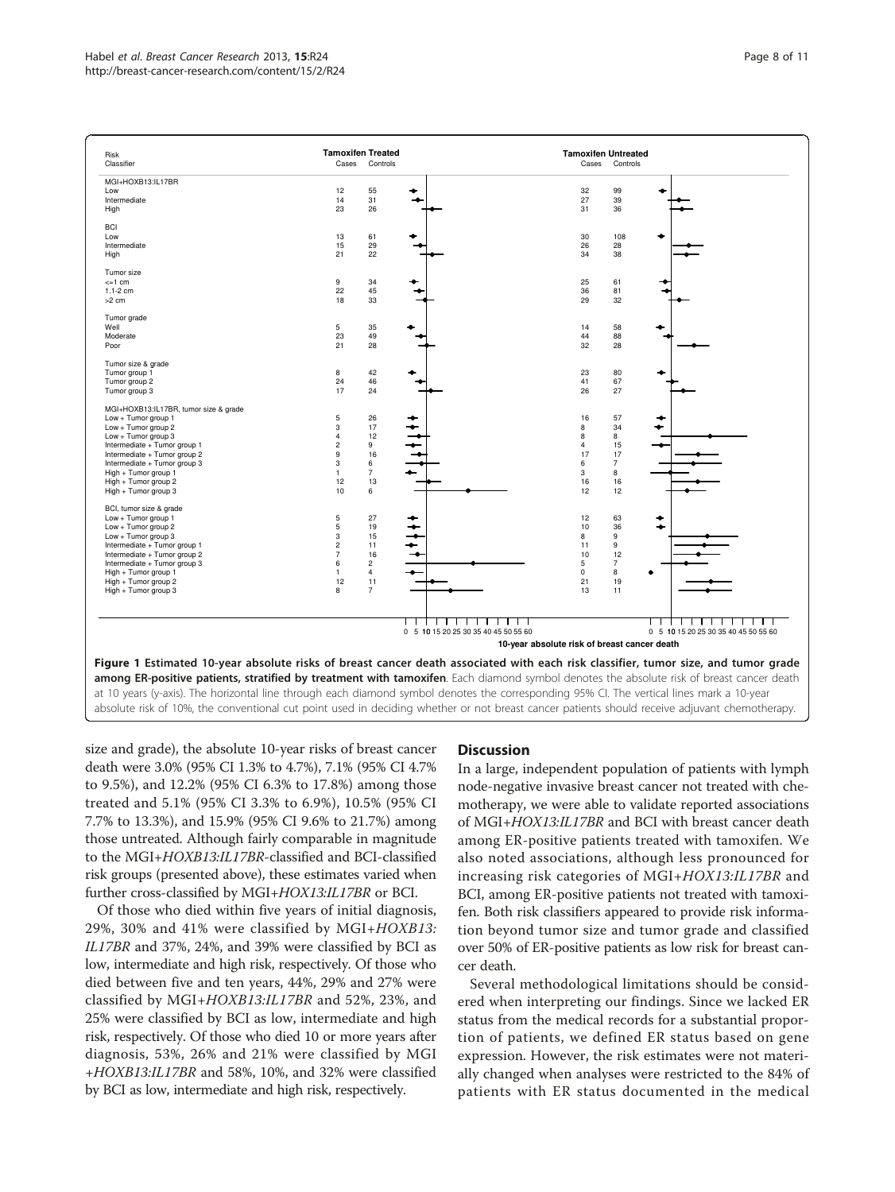| Risk Classifier | Tamoxifen Treated Cases | Tamoxifen Treated Controls | Tamoxifen Untreated Cases | Tamoxifen Untreated Controls |
|---|---|---|---|---|
| **MGI+HOXB13:IL17BR** | | | | |
| Low | 12 | 55 | 32 | 99 |
| Intermediate | 14 | 31 | 27 | 39 |
| High | 23 | 26 | 31 | 36 |
| **BCI** | | | | |
| Low | 13 | 61 | 30 | 108 |
| Intermediate | 15 | 29 | 26 | 28 |
| High | 21 | 22 | 34 | 38 |
| **Tumor size** | | | | |
| <=1 cm | 9 | 34 | 25 | 61 |
| 1.1-2 cm | 22 | 45 | 36 | 81 |
| >2 cm | 18 | 33 | 29 | 32 |
| **Tumor grade** | | | | |
| Well | 5 | 35 | 14 | 58 |
| Moderate | 23 | 49 | 44 | 88 |
| Poor | 21 | 28 | 32 | 28 |
| **Tumor size & grade** | | | | |
| Tumor group 1 | 8 | 42 | 23 | 80 |
| Tumor group 2 | 24 | 46 | 41 | 67 |
| Tumor group 3 | 17 | 24 | 26 | 27 |
| **MGI+HOXB13:IL17BR, tumor size & grade** | | | | |
| Low + Tumor group 1 | 5 | 26 | 16 | 57 |
| Low + Tumor group 2 | 3 | 17 | 8 | 34 |
| Low + Tumor group 3 | 4 | 12 | 8 | 8 |
| Intermediate + Tumor group 1 | 2 | 9 | 4 | 15 |
| Intermediate + Tumor group 2 | 9 | 16 | 17 | 17 |
| Intermediate + Tumor group 3 | 3 | 6 | 6 | 7 |
| High + Tumor group 1 | 1 | 7 | 3 | 8 |
| High + Tumor group 2 | 12 | 13 | 16 | 16 |
| High + Tumor group 3 | 10 | 6 | 12 | 12 |
| **BCI, tumor size & grade** | | | | |
| Low + Tumor group 1 | 5 | 27 | 12 | 63 |
| Low + Tumor group 2 | 5 | 19 | 10 | 36 |
| Low + Tumor group 3 | 3 | 15 | 8 | 9 |
| Intermediate + Tumor group 1 | 2 | 11 | 11 | 9 |
| Intermediate + Tumor group 2 | 7 | 16 | 10 | 12 |
| Intermediate + Tumor group 3 | 6 | 2 | 5 | 7 |
| High + Tumor group 1 | 1 | 4 | 0 | 8 |
| High + Tumor group 2 | 12 | 11 | 21 | 19 |
| High + Tumor group 3 | 8 | 7 | 13 | 11 |

10-year absolute risk of breast cancer death

**Figure 1 Estimated 10-year absolute risks of breast cancer death associated with each risk classifier, tumor size, and tumor grade among ER-positive patients, stratified by treatment with tamoxifen**. Each diamond symbol denotes the absolute risk of breast cancer death at 10 years (y-axis). The horizontal line through each diamond symbol denotes the corresponding 95% CI. The vertical lines mark a 10-year absolute risk of 10%, the conventional cut point used in deciding whether or not breast cancer patients should receive adjuvant chemotherapy.

size and grade), the absolute 10-year risks of breast cancer death were 3.0% (95% CI 1.3% to 4.7%), 7.1% (95% CI 4.7% to 9.5%), and 12.2% (95% CI 6.3% to 17.8%) among those treated and 5.1% (95% CI 3.3% to 6.9%), 10.5% (95% CI 7.7% to 13.3%), and 15.9% (95% CI 9.6% to 21.7%) among those untreated. Although fairly comparable in magnitude to the MGI+*HOXB13:IL17BR*-classified and BCI-classified risk groups (presented above), these estimates varied when further cross-classified by MGI+*HOX13:IL17BR* or BCI.

Of those who died within five years of initial diagnosis, 29%, 30% and 41% were classified by MGI+*HOXB13:IL17BR* and 37%, 24%, and 39% were classified by BCI as low, intermediate and high risk, respectively. Of those who died between five and ten years, 44%, 29% and 27% were classified by MGI+*HOXB13:IL17BR* and 52%, 23%, and 25% were classified by BCI as low, intermediate and high risk, respectively. Of those who died 10 or more years after diagnosis, 53%, 26% and 21% were classified by MGI+*HOXB13:IL17BR* and 58%, 10%, and 32% were classified by BCI as low, intermediate and high risk, respectively.

## Discussion

In a large, independent population of patients with lymph node-negative invasive breast cancer not treated with chemotherapy, we were able to validate reported associations of MGI+*HOX13:IL17BR* and BCI with breast cancer death among ER-positive patients treated with tamoxifen. We also noted associations, although less pronounced for increasing risk categories of MGI+*HOX13:IL17BR* and BCI, among ER-positive patients not treated with tamoxifen. Both risk classifiers appeared to provide risk information beyond tumor size and tumor grade and classified over 50% of ER-positive patients as low risk for breast cancer death.

Several methodological limitations should be considered when interpreting our findings. Since we lacked ER status from the medical records for a substantial proportion of patients, we defined ER status based on gene expression. However, the risk estimates were not materially changed when analyses were restricted to the 84% of patients with ER status documented in the medical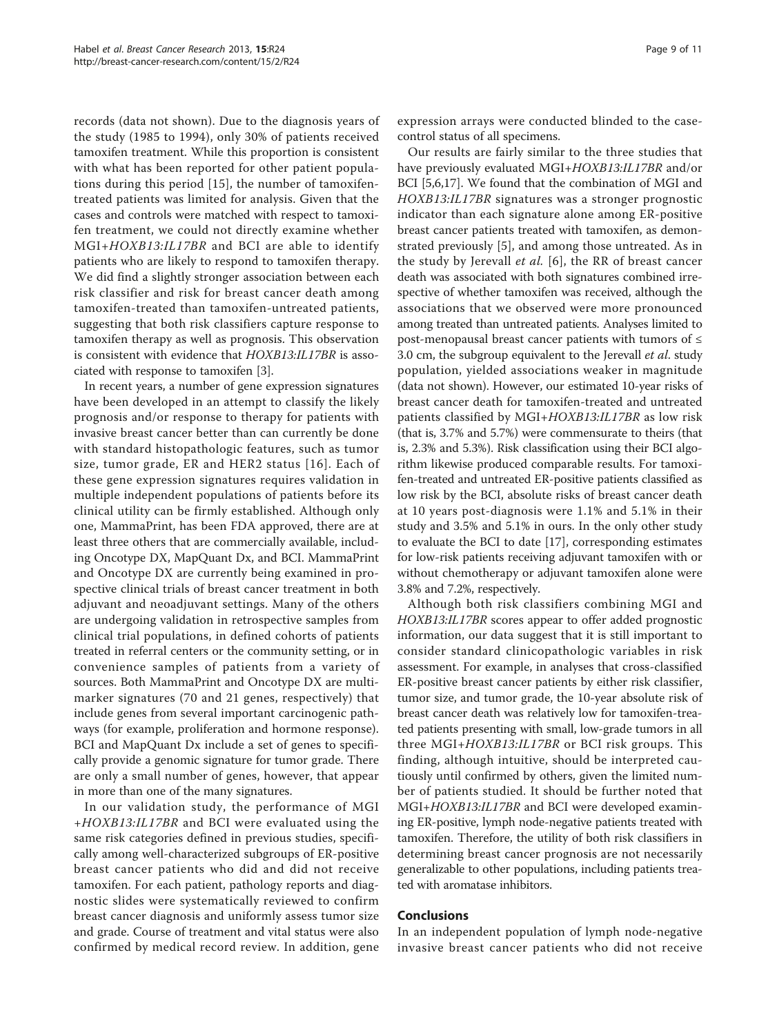records (data not shown). Due to the diagnosis years of the study (1985 to 1994), only 30% of patients received tamoxifen treatment. While this proportion is consistent with what has been reported for other patient populations during this period [15], the number of tamoxifen-treated patients was limited for analysis. Given that the cases and controls were matched with respect to tamoxifen treatment, we could not directly examine whether MGI+*HOXB13:IL17BR* and BCI are able to identify patients who are likely to respond to tamoxifen therapy. We did find a slightly stronger association between each risk classifier and risk for breast cancer death among tamoxifen-treated than tamoxifen-untreated patients, suggesting that both risk classifiers capture response to tamoxifen therapy as well as prognosis. This observation is consistent with evidence that *HOXB13:IL17BR* is associated with response to tamoxifen [3].

In recent years, a number of gene expression signatures have been developed in an attempt to classify the likely prognosis and/or response to therapy for patients with invasive breast cancer better than can currently be done with standard histopathologic features, such as tumor size, tumor grade, ER and HER2 status [16]. Each of these gene expression signatures requires validation in multiple independent populations of patients before its clinical utility can be firmly established. Although only one, MammaPrint, has been FDA approved, there are at least three others that are commercially available, including Oncotype DX, MapQuant Dx, and BCI. MammaPrint and Oncotype DX are currently being examined in prospective clinical trials of breast cancer treatment in both adjuvant and neoadjuvant settings. Many of the others are undergoing validation in retrospective samples from clinical trial populations, in defined cohorts of patients treated in referral centers or the community setting, or in convenience samples of patients from a variety of sources. Both MammaPrint and Oncotype DX are multi-marker signatures (70 and 21 genes, respectively) that include genes from several important carcinogenic pathways (for example, proliferation and hormone response). BCI and MapQuant Dx include a set of genes to specifically provide a genomic signature for tumor grade. There are only a small number of genes, however, that appear in more than one of the many signatures.

In our validation study, the performance of MGI+*HOXB13:IL17BR* and BCI were evaluated using the same risk categories defined in previous studies, specifically among well-characterized subgroups of ER-positive breast cancer patients who did and did not receive tamoxifen. For each patient, pathology reports and diagnostic slides were systematically reviewed to confirm breast cancer diagnosis and uniformly assess tumor size and grade. Course of treatment and vital status were also confirmed by medical record review. In addition, gene expression arrays were conducted blinded to the case-control status of all specimens.

Our results are fairly similar to the three studies that have previously evaluated MGI+*HOXB13:IL17BR* and/or BCI [5,6,17]. We found that the combination of MGI and *HOXB13:IL17BR* signatures was a stronger prognostic indicator than each signature alone among ER-positive breast cancer patients treated with tamoxifen, as demonstrated previously [5], and among those untreated. As in the study by Jerevall *et al.* [6], the RR of breast cancer death was associated with both signatures combined irrespective of whether tamoxifen was received, although the associations that we observed were more pronounced among treated than untreated patients. Analyses limited to post-menopausal breast cancer patients with tumors of ≤ 3.0 cm, the subgroup equivalent to the Jerevall *et al.* study population, yielded associations weaker in magnitude (data not shown). However, our estimated 10-year risks of breast cancer death for tamoxifen-treated and untreated patients classified by MGI+*HOXB13:IL17BR* as low risk (that is, 3.7% and 5.7%) were commensurate to theirs (that is, 2.3% and 5.3%). Risk classification using their BCI algorithm likewise produced comparable results. For tamoxifen-treated and untreated ER-positive patients classified as low risk by the BCI, absolute risks of breast cancer death at 10 years post-diagnosis were 1.1% and 5.1% in their study and 3.5% and 5.1% in ours. In the only other study to evaluate the BCI to date [17], corresponding estimates for low-risk patients receiving adjuvant tamoxifen with or without chemotherapy or adjuvant tamoxifen alone were 3.8% and 7.2%, respectively.

Although both risk classifiers combining MGI and *HOXB13:IL17BR* scores appear to offer added prognostic information, our data suggest that it is still important to consider standard clinicopathologic variables in risk assessment. For example, in analyses that cross-classified ER-positive breast cancer patients by either risk classifier, tumor size, and tumor grade, the 10-year absolute risk of breast cancer death was relatively low for tamoxifen-treated patients presenting with small, low-grade tumors in all three MGI+*HOXB13:IL17BR* or BCI risk groups. This finding, although intuitive, should be interpreted cautiously until confirmed by others, given the limited number of patients studied. It should be further noted that MGI+*HOXB13:IL17BR* and BCI were developed examining ER-positive, lymph node-negative patients treated with tamoxifen. Therefore, the utility of both risk classifiers in determining breast cancer prognosis are not necessarily generalizable to other populations, including patients treated with aromatase inhibitors.

## Conclusions

In an independent population of lymph node-negative invasive breast cancer patients who did not receive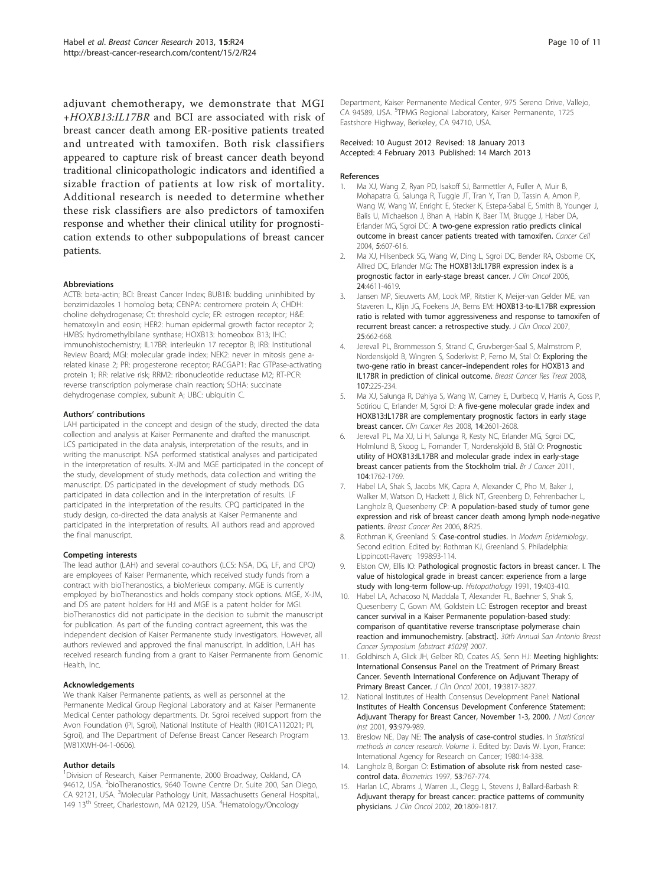adjuvant chemotherapy, we demonstrate that MGI +*HOXB13:IL17BR* and BCI are associated with risk of breast cancer death among ER-positive patients treated and untreated with tamoxifen. Both risk classifiers appeared to capture risk of breast cancer death beyond traditional clinicopathologic indicators and identified a sizable fraction of patients at low risk of mortality. Additional research is needed to determine whether these risk classifiers are also predictors of tamoxifen response and whether their clinical utility for prognostication extends to other subpopulations of breast cancer patients.

#### Abbreviations

ACTB: beta-actin; BCI: Breast Cancer Index; BUB1B: budding uninhibited by benzimidazoles 1 homolog beta; CENPA: centromere protein A; CHDH: choline dehydrogenase; Ct: threshold cycle; ER: estrogen receptor; H&E: hematoxylin and eosin; HER2: human epidermal growth factor receptor 2; HMBS: hydromethylbilane synthase; HOXB13: homeobox B13; IHC: immunohistochemistry; IL17BR: interleukin 17 receptor B; IRB: Institutional Review Board; MGI: molecular grade index; NEK2: never in mitosis gene a-related kinase 2; PR: progesterone receptor; RACGAP1: Rac GTPase-activating protein 1; RR: relative risk; RRM2: ribonucleotide reductase M2; RT-PCR: reverse transcription polymerase chain reaction; SDHA: succinate dehydrogenase complex, subunit A; UBC: ubiquitin C.

#### Authors' contributions

LAH participated in the concept and design of the study, directed the data collection and analysis at Kaiser Permanente and drafted the manuscript. LCS participated in the data analysis, interpretation of the results, and in writing the manuscript. NSA performed statistical analyses and participated in the interpretation of results. X-JM and MGE participated in the concept of the study, development of study methods, data collection and writing the manuscript. DS participated in the development of study methods. DG participated in data collection and in the interpretation of results. LF participated in the interpretation of the results. CPQ participated in the study design, co-directed the data analysis at Kaiser Permanente and participated in the interpretation of results. All authors read and approved the final manuscript.

#### Competing interests

The lead author (LAH) and several co-authors (LCS: NSA, DG, LF, and CPQ) are employees of Kaiser Permanente, which received study funds from a contract with bioTheranostics, a bioMerieux company. MGE is currently employed by bioTheranostics and holds company stock options. MGE, X-JM, and DS are patent holders for H:I and MGE is a patent holder for MGI. bioTheranostics did not participate in the decision to submit the manuscript for publication. As part of the funding contract agreement, this was the independent decision of Kaiser Permanente study investigators. However, all authors reviewed and approved the final manuscript. In addition, LAH has received research funding from a grant to Kaiser Permanente from Genomic Health, Inc.

#### Acknowledgements

We thank Kaiser Permanente patients, as well as personnel at the Permanente Medical Group Regional Laboratory and at Kaiser Permanente Medical Center pathology departments. Dr. Sgroi received support from the Avon Foundation (PI, Sgroi), National Institute of Health (R01CA112021; PI, Sgroi), and The Department of Defense Breast Cancer Research Program (W81XWH-04-1-0606).

#### Author details

[1]Division of Research, Kaiser Permanente, 2000 Broadway, Oakland, CA 94612, USA. [2]bioTheranostics, 9640 Towne Centre Dr. Suite 200, San Diego, CA 92121, USA. [3]Molecular Pathology Unit, Massachusetts General Hospital,, 149 13[th] Street, Charlestown, MA 02129, USA. [4]Hematology/Oncology Department, Kaiser Permanente Medical Center, 975 Sereno Drive, Vallejo, CA 94589, USA. [5]TPMG Regional Laboratory, Kaiser Permanente, 1725 Eastshore Highway, Berkeley, CA 94710, USA.

Received: 10 August 2012 Revised: 18 January 2013
Accepted: 4 February 2013 Published: 14 March 2013

#### References

1. Ma XJ, Wang Z, Ryan PD, Isakoff SJ, Barmettler A, Fuller A, Muir B, Mohapatra G, Salunga R, Tuggle JT, Tran Y, Tran D, Tassin A, Amon P, Wang W, Wang W, Enright E, Stecker K, Estepa-Sabal E, Smith B, Younger J, Balis U, Michaelson J, Bhan A, Habin K, Baer TM, Brugge J, Haber DA, Erlander MG, Sgroi DC: **A two-gene expression ratio predicts clinical outcome in breast cancer patients treated with tamoxifen.** *Cancer Cell* 2004, **5**:607-616.
2. Ma XJ, Hilsenbeck SG, Wang W, Ding L, Sgroi DC, Bender RA, Osborne CK, Allred DC, Erlander MG: **The HOXB13:IL17BR expression index is a prognostic factor in early-stage breast cancer.** *J Clin Oncol* 2006, **24**:4611-4619.
3. Jansen MP, Sieuwerts AM, Look MP, Ritstier K, Meijer-van Gelder ME, van Staveren IL, Klijn JG, Foekens JA, Berns EM: **HOXB13-to-IL17BR expression ratio is related with tumor aggressiveness and response to tamoxifen of recurrent breast cancer: a retrospective study.** *J Clin Oncol* 2007, **25**:662-668.
4. Jerevall PL, Brommesson S, Strand C, Gruvberger-Saal S, Malmstrom P, Nordenskjold B, Wingren S, Soderkvist P, Ferno M, Stal O: **Exploring the two-gene ratio in breast cancer–independent roles for HOXB13 and IL17BR in prediction of clinical outcome.** *Breast Cancer Res Treat* 2008, **107**:225-234.
5. Ma XJ, Salunga R, Dahiya S, Wang W, Carney E, Durbecq V, Harris A, Goss P, Sotiriou C, Erlander M, Sgroi D: **A five-gene molecular grade index and HOXB13:IL17BR are complementary prognostic factors in early stage breast cancer.** *Clin Cancer Res* 2008, **14**:2601-2608.
6. Jerevall PL, Ma XJ, Li H, Salunga R, Kesty NC, Erlander MG, Sgroi DC, Holmlund B, Skoog L, Fornander T, Nordenskjöld B, Stål O: **Prognostic utility of HOXB13:IL17BR and molecular grade index in early-stage breast cancer patients from the Stockholm trial.** *Br J Cancer* 2011, **104**:1762-1769.
7. Habel LA, Shak S, Jacobs MK, Capra A, Alexander C, Pho M, Baker J, Walker M, Watson D, Hackett J, Blick NT, Greenberg D, Fehrenbacher L, Langholz B, Quesenberry CP: **A population-based study of tumor gene expression and risk of breast cancer death among lymph node-negative patients.** *Breast Cancer Res* 2006, **8**:R25.
8. Rothman K, Greenland S: **Case-control studies.** In *Modern Epidemiology..* Second edition. Edited by: Rothman KJ, Greenland S. Philadelphia: Lippincott-Raven; 1998:93-114.
9. Elston CW, Ellis IO: **Pathological prognostic factors in breast cancer. I. The value of histological grade in breast cancer: experience from a large study with long-term follow-up.** *Histopathology* 1991, **19**:403-410.
10. Habel LA, Achacoso N, Maddala T, Alexander FE, Baehner S, Shak S, Quesenberry C, Gown AM, Goldstein LC: **Estrogen receptor and breast cancer survival in a Kaiser Permanente population-based study: comparison of quantitative reverse transcriptase polymerase chain reaction and immunochemistry. [abstract].** *30th Annual San Antonio Breast Cancer Symposium [abstract #5029]* 2007.
11. Goldhirsch A, Glick JH, Gelber RD, Coates AS, Senn HJ: **Meeting highlights: International Consensus Panel on the Treatment of Primary Breast Cancer. Seventh International Conference on Adjuvant Therapy of Primary Breast Cancer.** *J Clin Oncol* 2001, **19**:3817-3827.
12. National Institutes of Health Consensus Development Panel: **National Institutes of Health Concensus Development Conference Statement: Adjuvant Therapy for Breast Cancer, November 1-3, 2000.** *J Natl Cancer Inst* 2001, **93**:979-989.
13. Breslow NE, Day NE: **The analysis of case-control studies.** In *Statistical methods in cancer research. Volume 1.* Edited by: Davis W. Lyon, France: International Agency for Research on Cancer; 1980:14-338.
14. Langholz B, Borgan O: **Estimation of absolute risk from nested case-control data.** *Biometrics* 1997, **53**:767-774.
15. Harlan LC, Abrams J, Warren JL, Clegg L, Stevens J, Ballard-Barbash R: **Adjuvant therapy for breast cancer: practice patterns of community physicians.** *J Clin Oncol* 2002, **20**:1809-1817.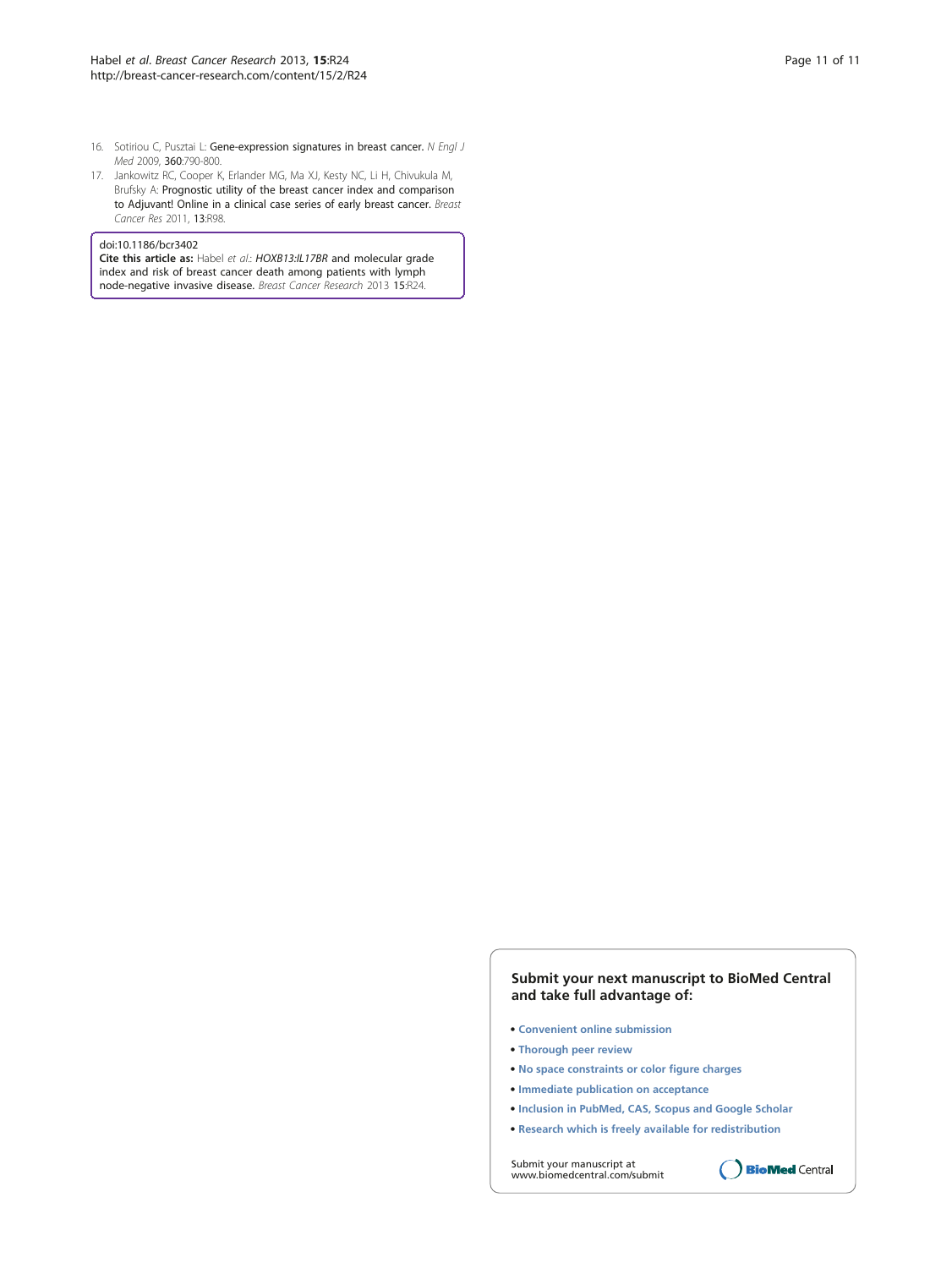16. Sotiriou C, Pusztai L: Gene-expression signatures in breast cancer. *N Engl J Med* 2009, **360**:790-800.
17. Jankowitz RC, Cooper K, Erlander MG, Ma XJ, Kesty NC, Li H, Chivukula M, Brufsky A: Prognostic utility of the breast cancer index and comparison to Adjuvant! Online in a clinical case series of early breast cancer. *Breast Cancer Res* 2011, **13**:R98.

doi:10.1186/bcr3402

**Cite this article as:** Habel *et al.*: *HOXB13:IL17BR* and molecular grade index and risk of breast cancer death among patients with lymph node-negative invasive disease. *Breast Cancer Research* 2013 **15**:R24.

**Submit your next manuscript to BioMed Central and take full advantage of:**

- Convenient online submission
- Thorough peer review
- No space constraints or color figure charges
- Immediate publication on acceptance
- Inclusion in PubMed, CAS, Scopus and Google Scholar
- Research which is freely available for redistribution

Submit your manuscript at
www.biomedcentral.com/submit

BioMed Central